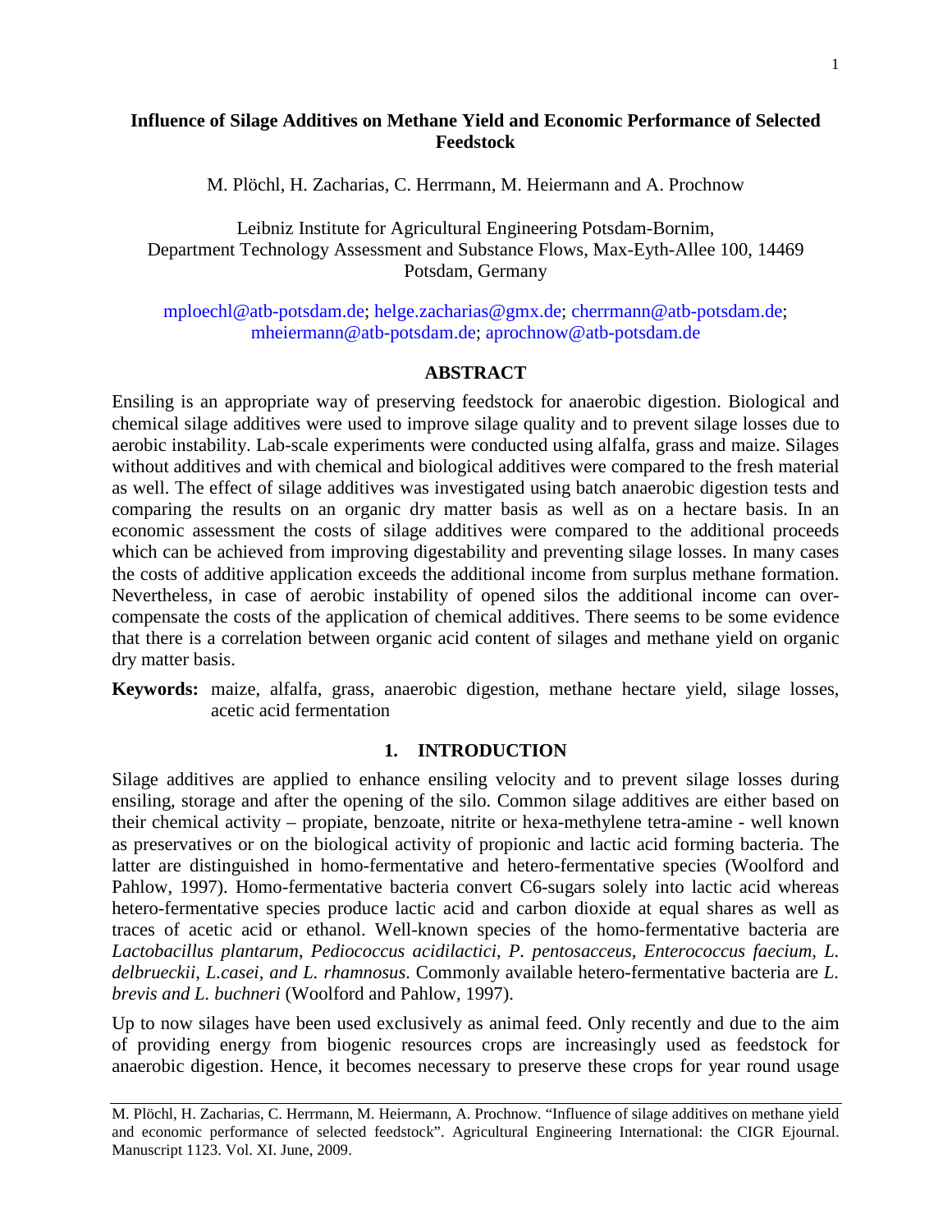# Influence of Silage Additives on Methane Yield and Economic Performance of Selected Feedstock

M. Plöchl, H. Zacharias, C. Herrmann, M. Heiermann and A. Prochnow

Leibniz Institute for Agricultural Engineering Potsdam-Bornim, Department Technology Assessment and Substance Flows, Max-Eyth-Allee 100, 14469 Potsdam, Germany

mploechl@atb-potsdam.de; helge.zacharias@gmx.de; cherrmann@atb-potsdam.de; mheiermann@atb-potsdam.de; aprochnow@atb-potsdam.de

## ABSTRACT

Ensiling is an appropriate way of preserving feedstock for anaerobic digestion. Biological and chemical silage additives were used to improve silage quality and to prevent silage losses due to aerobic instability. Lab-scale experiments were conducted using alfalfa, grass and maize. Silages without additives and with chemical and biological additives were compared to the fresh material as well. The effect of silage additives was investigated using batch anaerobic digestion tests and comparing the results on an organic dry matter basis as well as on a hectare basis. In an economic assessment the costs of silage additives were compared to the additional proceeds which can be achieved from improving digestability and preventing silage losses. In many cases the costs of additive application exceeds the additional income from surplus methane formation. Nevertheless, in case of aerobic instability of opened silos the additional income can over-compensate the costs of the application of chemical additives. There seems to be some evidence that there is a correlation between organic acid content of silages and methane yield on organic dry matter basis.

**Keywords:** maize, alfalfa, grass, anaerobic digestion, methane hectare yield, silage losses, acetic acid fermentation

## 1. INTRODUCTION

Silage additives are applied to enhance ensiling velocity and to prevent silage losses during ensiling, storage and after the opening of the silo. Common silage additives are either based on their chemical activity – propiate, benzoate, nitrite or hexa-methylene tetra-amine - well known as preservatives or on the biological activity of propionic and lactic acid forming bacteria. The latter are distinguished in homo-fermentative and hetero-fermentative species (Woolford and Pahlow, 1997). Homo-fermentative bacteria convert C6-sugars solely into lactic acid whereas hetero-fermentative species produce lactic acid and carbon dioxide at equal shares as well as traces of acetic acid or ethanol. Well-known species of the homo-fermentative bacteria are *Lactobacillus plantarum*, *Pediococcus acidilactici*, *P. pentosacceus, Enterococcus faecium, L. delbrueckii, L.casei, and L. rhamnosus*. Commonly available hetero-fermentative bacteria are *L. brevis and L. buchneri* (Woolford and Pahlow, 1997).

Up to now silages have been used exclusively as animal feed. Only recently and due to the aim of providing energy from biogenic resources crops are increasingly used as feedstock for anaerobic digestion. Hence, it becomes necessary to preserve these crops for year round usage

M. Plöchl, H. Zacharias, C. Herrmann, M. Heiermann, A. Prochnow. "Influence of silage additives on methane yield and economic performance of selected feedstock". Agricultural Engineering International: the CIGR Ejournal. Manuscript 1123. Vol. XI. June, 2009.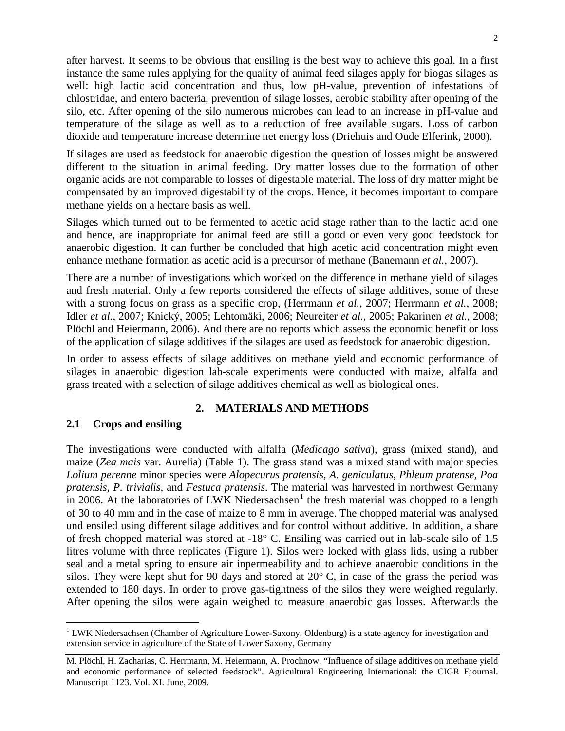after harvest. It seems to be obvious that ensiling is the best way to achieve this goal. In a first instance the same rules applying for the quality of animal feed silages apply for biogas silages as well: high lactic acid concentration and thus, low pH-value, prevention of infestations of chlostridae, and entero bacteria, prevention of silage losses, aerobic stability after opening of the silo, etc. After opening of the silo numerous microbes can lead to an increase in pH-value and temperature of the silage as well as to a reduction of free available sugars. Loss of carbon dioxide and temperature increase determine net energy loss (Driehuis and Oude Elferink, 2000).

If silages are used as feedstock for anaerobic digestion the question of losses might be answered different to the situation in animal feeding. Dry matter losses due to the formation of other organic acids are not comparable to losses of digestable material. The loss of dry matter might be compensated by an improved digestability of the crops. Hence, it becomes important to compare methane yields on a hectare basis as well.

Silages which turned out to be fermented to acetic acid stage rather than to the lactic acid one and hence, are inappropriate for animal feed are still a good or even very good feedstock for anaerobic digestion. It can further be concluded that high acetic acid concentration might even enhance methane formation as acetic acid is a precursor of methane (Banemann *et al.*, 2007).

There are a number of investigations which worked on the difference in methane yield of silages and fresh material. Only a few reports considered the effects of silage additives, some of these with a strong focus on grass as a specific crop, (Herrmann *et al.*, 2007; Herrmann *et al.*, 2008; Idler *et al.*, 2007; Knický, 2005; Lehtomäki, 2006; Neureiter *et al.*, 2005; Pakarinen *et al.*, 2008; Plöchl and Heiermann, 2006). And there are no reports which assess the economic benefit or loss of the application of silage additives if the silages are used as feedstock for anaerobic digestion.

In order to assess effects of silage additives on methane yield and economic performance of silages in anaerobic digestion lab-scale experiments were conducted with maize, alfalfa and grass treated with a selection of silage additives chemical as well as biological ones.

## 2. MATERIALS AND METHODS

### 2.1 Crops and ensiling

The investigations were conducted with alfalfa (*Medicago sativa*), grass (mixed stand), and maize (*Zea mais* var. Aurelia) (Table 1). The grass stand was a mixed stand with major species *Lolium perenne* minor species were *Alopecurus pratensis*, *A. geniculatus*, *Phleum pratense*, *Poa pratensis*, *P. trivialis*, and *Festuca pratensis*. The material was harvested in northwest Germany in 2006. At the laboratories of LWK Niedersachsen[1] the fresh material was chopped to a length of 30 to 40 mm and in the case of maize to 8 mm in average. The chopped material was analysed und ensiled using different silage additives and for control without additive. In addition, a share of fresh chopped material was stored at -18° C. Ensiling was carried out in lab-scale silo of 1.5 litres volume with three replicates (Figure 1). Silos were locked with glass lids, using a rubber seal and a metal spring to ensure air inpermeability and to achieve anaerobic conditions in the silos. They were kept shut for 90 days and stored at 20° C, in case of the grass the period was extended to 180 days. In order to prove gas-tightness of the silos they were weighed regularly. After opening the silos were again weighed to measure anaerobic gas losses. Afterwards the

[1] LWK Niedersachsen (Chamber of Agriculture Lower-Saxony, Oldenburg) is a state agency for investigation and extension service in agriculture of the State of Lower Saxony, Germany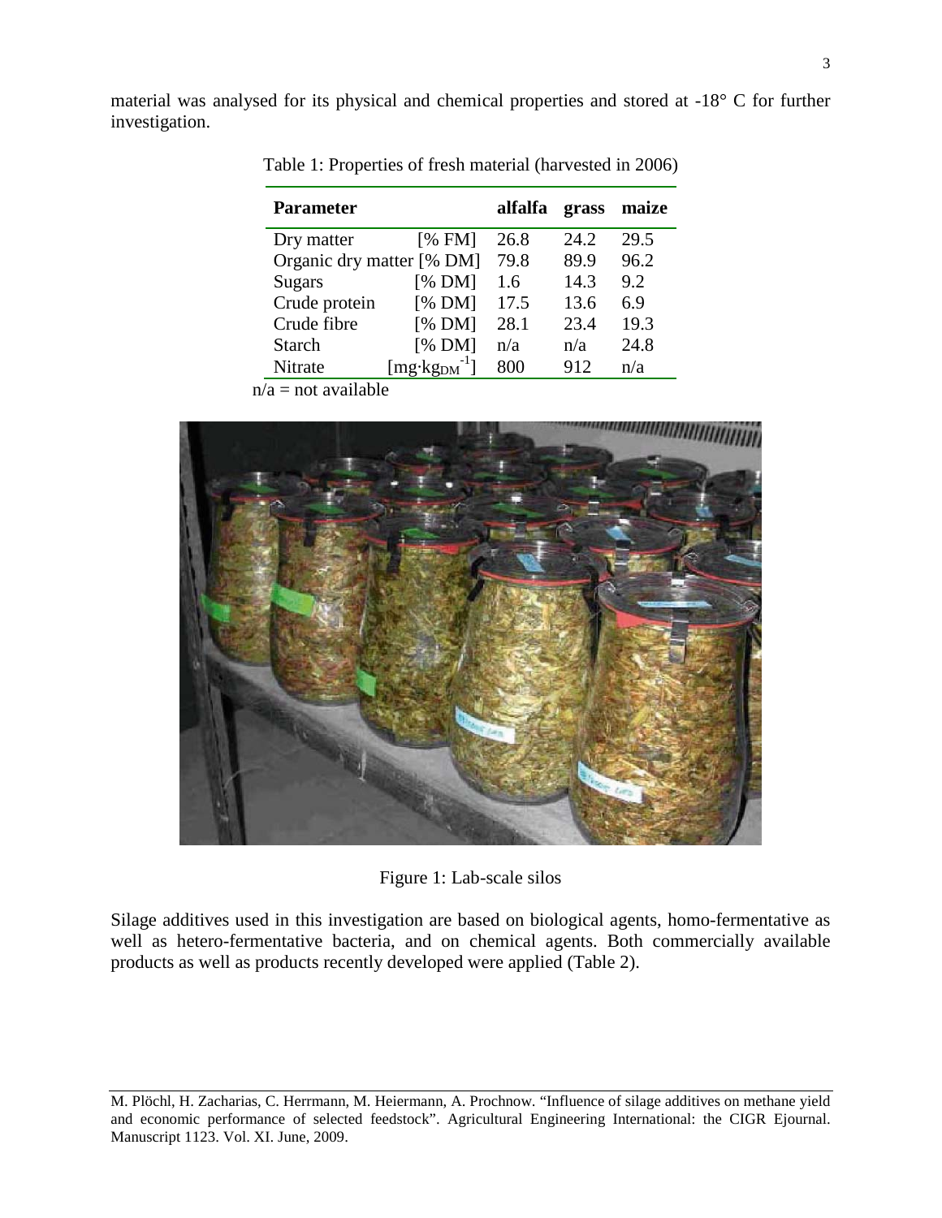material was analysed for its physical and chemical properties and stored at -18° C for further investigation.

Table 1: Properties of fresh material (harvested in 2006)

| Parameter | | alfalfa | grass | maize |
|---|---|---|---|---|
| Dry matter | [% FM] | 26.8 | 24.2 | 29.5 |
| Organic dry matter | [% DM] | 79.8 | 89.9 | 96.2 |
| Sugars | [% DM] | 1.6 | 14.3 | 9.2 |
| Crude protein | [% DM] | 17.5 | 13.6 | 6.9 |
| Crude fibre | [% DM] | 28.1 | 23.4 | 19.3 |
| Starch | [% DM] | n/a | n/a | 24.8 |
| Nitrate | $[mg \cdot kg_{DM}^{-1}]$ | 800 | 912 | n/a |

n/a = not available

Figure 1: Lab-scale silos

Silage additives used in this investigation are based on biological agents, homo-fermentative as well as hetero-fermentative bacteria, and on chemical agents. Both commercially available products as well as products recently developed were applied (Table 2).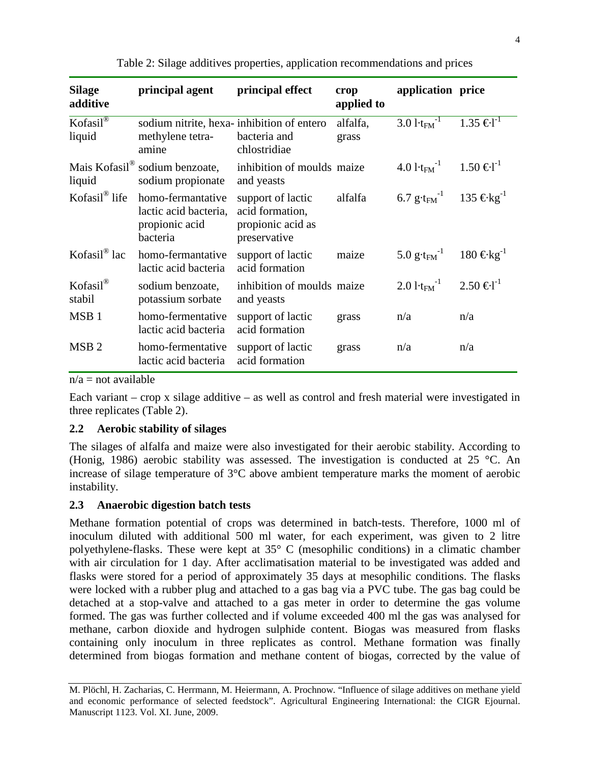Table 2: Silage additives properties, application recommendations and prices

| Silage additive | principal agent | principal effect | crop applied to | application | price |
|---|---|---|---|---|---|
| Kofasil® liquid | sodium nitrite, hexa-methylene tetra-amine | inhibition of entero bacteria and chlostridiae | alfalfa, grass | $3.0\ l \cdot t_{FM}^{-1}$ | $1.35\ €\cdot l^{-1}$ |
| Mais Kofasil® liquid | sodium benzoate, sodium propionate | inhibition of moulds and yeasts | maize | $4.0\ l \cdot t_{FM}^{-1}$ | $1.50\ €\cdot l^{-1}$ |
| Kofasil® life | homo-fermantative lactic acid bacteria, propionic acid bacteria | support of lactic acid formation, propionic acid as preservative | alfalfa | $6.7\ g \cdot t_{FM}^{-1}$ | $135\ €\cdot kg^{-1}$ |
| Kofasil® lac | homo-fermantative lactic acid bacteria | support of lactic acid formation | maize | $5.0\ g \cdot t_{FM}^{-1}$ | $180\ €\cdot kg^{-1}$ |
| Kofasil® stabil | sodium benzoate, potassium sorbate | inhibition of moulds and yeasts | maize | $2.0\ l \cdot t_{FM}^{-1}$ | $2.50\ €\cdot l^{-1}$ |
| MSB 1 | homo-fermentative lactic acid bacteria | support of lactic acid formation | grass | n/a | n/a |
| MSB 2 | homo-fermentative lactic acid bacteria | support of lactic acid formation | grass | n/a | n/a |

n/a = not available

Each variant – crop x silage additive – as well as control and fresh material were investigated in three replicates (Table 2).

## 2.2 Aerobic stability of silages

The silages of alfalfa and maize were also investigated for their aerobic stability. According to (Honig, 1986) aerobic stability was assessed. The investigation is conducted at 25 °C. An increase of silage temperature of 3°C above ambient temperature marks the moment of aerobic instability.

## 2.3 Anaerobic digestion batch tests

Methane formation potential of crops was determined in batch-tests. Therefore, 1000 ml of inoculum diluted with additional 500 ml water, for each experiment, was given to 2 litre polyethylene-flasks. These were kept at 35° C (mesophilic conditions) in a climatic chamber with air circulation for 1 day. After acclimatisation material to be investigated was added and flasks were stored for a period of approximately 35 days at mesophilic conditions. The flasks were locked with a rubber plug and attached to a gas bag via a PVC tube. The gas bag could be detached at a stop-valve and attached to a gas meter in order to determine the gas volume formed. The gas was further collected and if volume exceeded 400 ml the gas was analysed for methane, carbon dioxide and hydrogen sulphide content. Biogas was measured from flasks containing only inoculum in three replicates as control. Methane formation was finally determined from biogas formation and methane content of biogas, corrected by the value of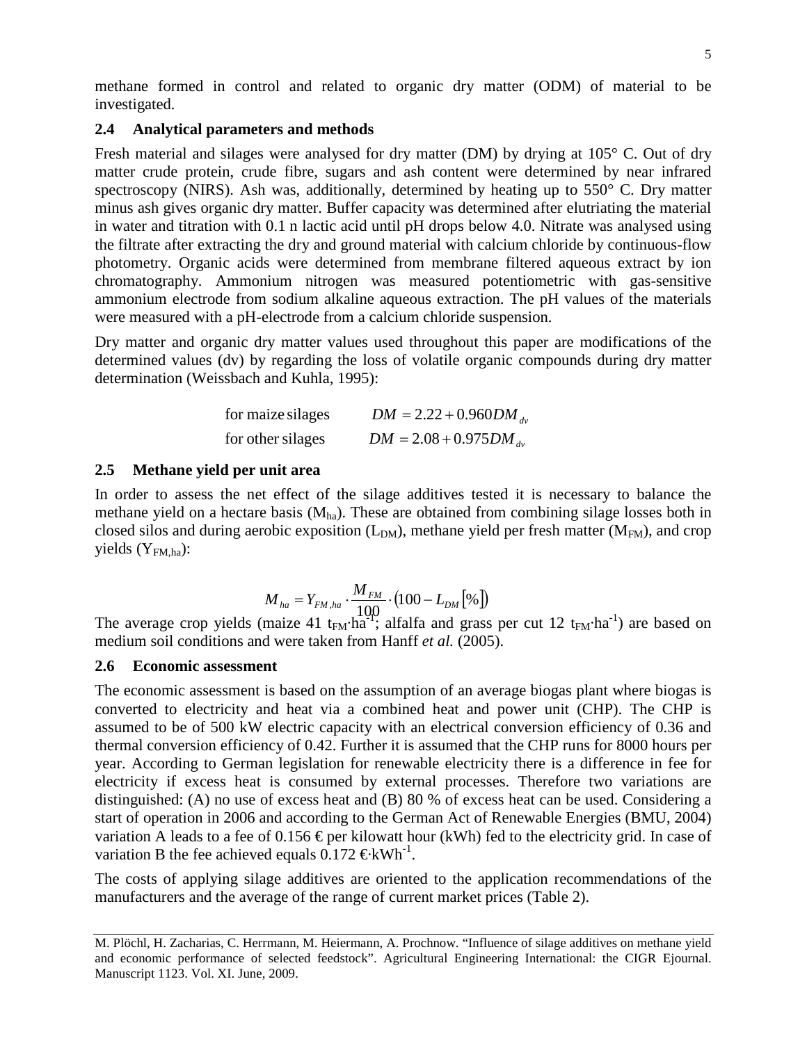methane formed in control and related to organic dry matter (ODM) of material to be investigated.

### 2.4 Analytical parameters and methods

Fresh material and silages were analysed for dry matter (DM) by drying at 105° C. Out of dry matter crude protein, crude fibre, sugars and ash content were determined by near infrared spectroscopy (NIRS). Ash was, additionally, determined by heating up to 550° C. Dry matter minus ash gives organic dry matter. Buffer capacity was determined after elutriating the material in water and titration with 0.1 n lactic acid until pH drops below 4.0. Nitrate was analysed using the filtrate after extracting the dry and ground material with calcium chloride by continuous-flow photometry. Organic acids were determined from membrane filtered aqueous extract by ion chromatography. Ammonium nitrogen was measured potentiometric with gas-sensitive ammonium electrode from sodium alkaline aqueous extraction. The pH values of the materials were measured with a pH-electrode from a calcium chloride suspension.

Dry matter and organic dry matter values used throughout this paper are modifications of the determined values (dv) by regarding the loss of volatile organic compounds during dry matter determination (Weissbach and Kuhla, 1995):

$$\text{for maize silages} \qquad DM = 2.22 + 0.960 DM_{dv}$$

$$\text{for other silages} \qquad DM = 2.08 + 0.975 DM_{dv}$$

### 2.5 Methane yield per unit area

In order to assess the net effect of the silage additives tested it is necessary to balance the methane yield on a hectare basis ($M_{ha}$). These are obtained from combining silage losses both in closed silos and during aerobic exposition ($L_{DM}$), methane yield per fresh matter ($M_{FM}$), and crop yields ($Y_{FM,ha}$):

$$M_{ha} = Y_{FM,ha} \cdot \frac{M_{FM}}{100} \cdot \left(100 - L_{DM}\left[\%\right]\right)$$

The average crop yields (maize 41 $t_{FM} \cdot ha^{-1}$; alfalfa and grass per cut 12 $t_{FM} \cdot ha^{-1}$) are based on medium soil conditions and were taken from Hanff *et al.* (2005).

### 2.6 Economic assessment

The economic assessment is based on the assumption of an average biogas plant where biogas is converted to electricity and heat via a combined heat and power unit (CHP). The CHP is assumed to be of 500 kW electric capacity with an electrical conversion efficiency of 0.36 and thermal conversion efficiency of 0.42. Further it is assumed that the CHP runs for 8000 hours per year. According to German legislation for renewable electricity there is a difference in fee for electricity if excess heat is consumed by external processes. Therefore two variations are distinguished: (A) no use of excess heat and (B) 80 % of excess heat can be used. Considering a start of operation in 2006 and according to the German Act of Renewable Energies (BMU, 2004) variation A leads to a fee of 0.156 € per kilowatt hour (kWh) fed to the electricity grid. In case of variation B the fee achieved equals 0.172 €·$kWh^{-1}$.

The costs of applying silage additives are oriented to the application recommendations of the manufacturers and the average of the range of current market prices (Table 2).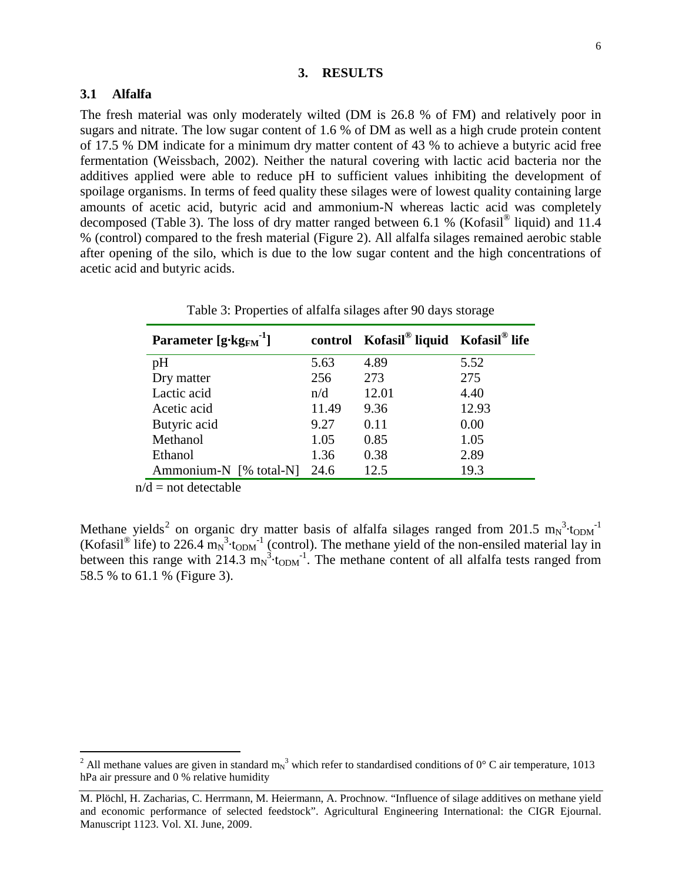# 3. RESULTS

## 3.1 Alfalfa

The fresh material was only moderately wilted (DM is 26.8 % of FM) and relatively poor in sugars and nitrate. The low sugar content of 1.6 % of DM as well as a high crude protein content of 17.5 % DM indicate for a minimum dry matter content of 43 % to achieve a butyric acid free fermentation (Weissbach, 2002). Neither the natural covering with lactic acid bacteria nor the additives applied were able to reduce pH to sufficient values inhibiting the development of spoilage organisms. In terms of feed quality these silages were of lowest quality containing large amounts of acetic acid, butyric acid and ammonium-N whereas lactic acid was completely decomposed (Table 3). The loss of dry matter ranged between 6.1 % (Kofasil® liquid) and 11.4 % (control) compared to the fresh material (Figure 2). All alfalfa silages remained aerobic stable after opening of the silo, which is due to the low sugar content and the high concentrations of acetic acid and butyric acids.

Table 3: Properties of alfalfa silages after 90 days storage

| Parameter [$g \cdot kg_{FM}^{-1}$] | control | Kofasil® liquid | Kofasil® life |
|---|---|---|---|
| pH | 5.63 | 4.89 | 5.52 |
| Dry matter | 256 | 273 | 275 |
| Lactic acid | n/d | 12.01 | 4.40 |
| Acetic acid | 11.49 | 9.36 | 12.93 |
| Butyric acid | 9.27 | 0.11 | 0.00 |
| Methanol | 1.05 | 0.85 | 1.05 |
| Ethanol | 1.36 | 0.38 | 2.89 |
| Ammonium-N [% total-N] | 24.6 | 12.5 | 19.3 |

n/d = not detectable

Methane yields[2] on organic dry matter basis of alfalfa silages ranged from 201.5 $m_N^3 \cdot t_{ODM}^{-1}$ (Kofasil® life) to 226.4 $m_N^3 \cdot t_{ODM}^{-1}$ (control). The methane yield of the non-ensiled material lay in between this range with 214.3 $m_N^3 \cdot t_{ODM}^{-1}$. The methane content of all alfalfa tests ranged from 58.5 % to 61.1 % (Figure 3).

[2] All methane values are given in standard $m_N^3$ which refer to standardised conditions of 0° C air temperature, 1013 hPa air pressure and 0 % relative humidity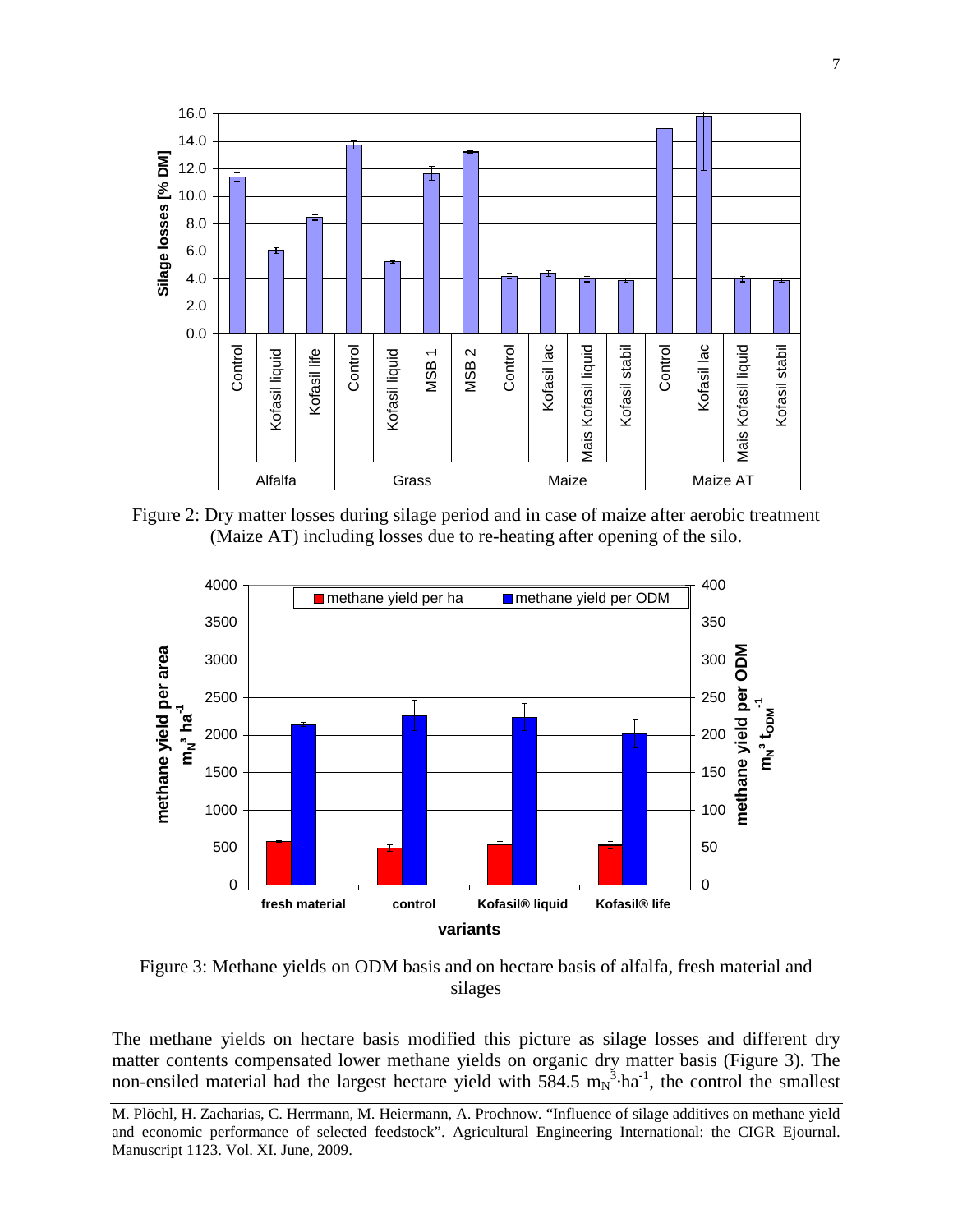Figure 2: Dry matter losses during silage period and in case of maize after aerobic treatment (Maize AT) including losses due to re-heating after opening of the silo.

Figure 3: Methane yields on ODM basis and on hectare basis of alfalfa, fresh material and silages

The methane yields on hectare basis modified this picture as silage losses and different dry matter contents compensated lower methane yields on organic dry matter basis (Figure 3). The non-ensiled material had the largest hectare yield with 584.5 $m_N^3 \cdot ha^{-1}$, the control the smallest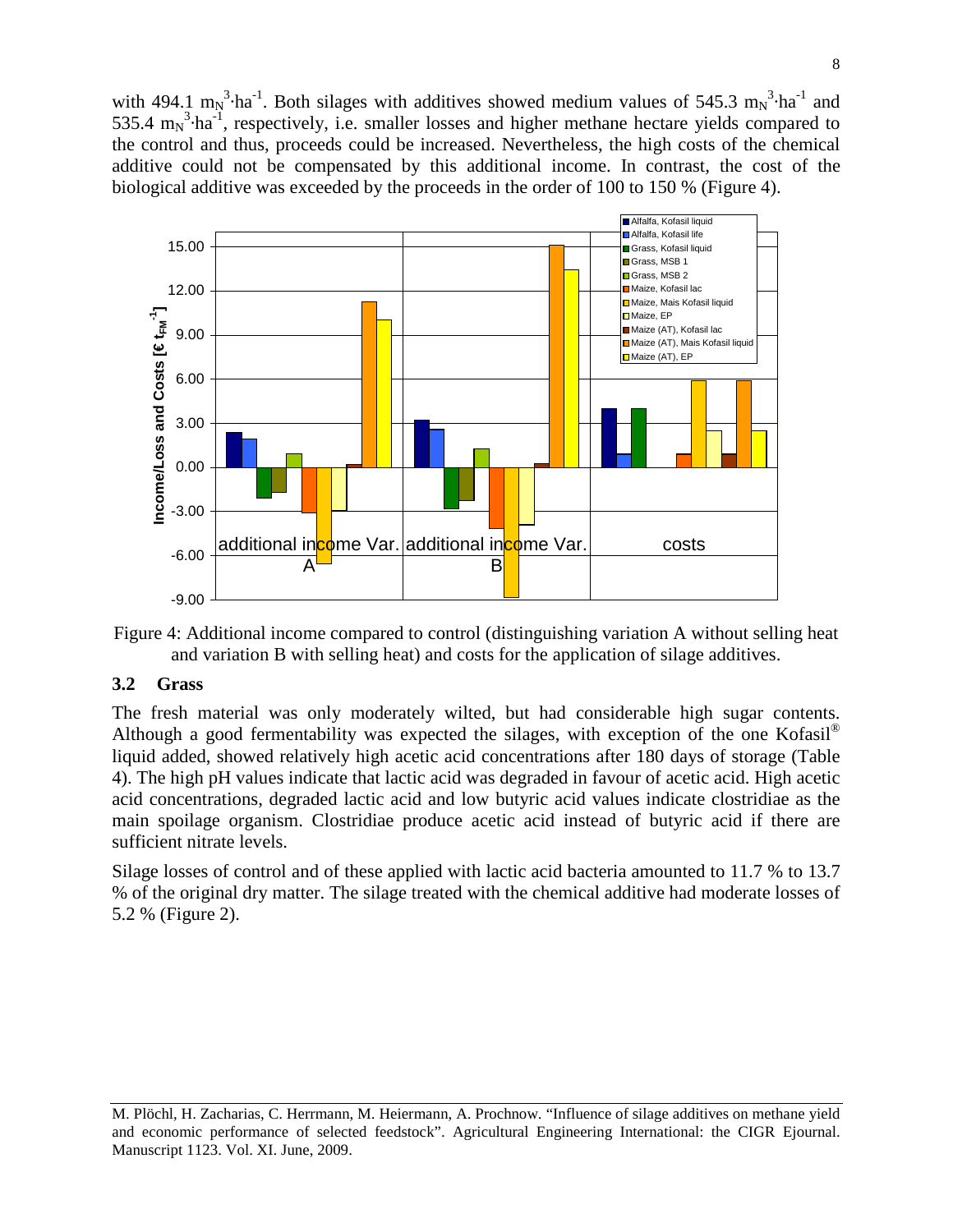with 494.1 $m_N^3 \cdot ha^{-1}$. Both silages with additives showed medium values of 545.3 $m_N^3 \cdot ha^{-1}$ and 535.4 $m_N^3 \cdot ha^{-1}$, respectively, i.e. smaller losses and higher methane hectare yields compared to the control and thus, proceeds could be increased. Nevertheless, the high costs of the chemical additive could not be compensated by this additional income. In contrast, the cost of the biological additive was exceeded by the proceeds in the order of 100 to 150 % (Figure 4).

Figure 4: Additional income compared to control (distinguishing variation A without selling heat and variation B with selling heat) and costs for the application of silage additives.

## 3.2 Grass

The fresh material was only moderately wilted, but had considerable high sugar contents. Although a good fermentability was expected the silages, with exception of the one Kofasil® liquid added, showed relatively high acetic acid concentrations after 180 days of storage (Table 4). The high pH values indicate that lactic acid was degraded in favour of acetic acid. High acetic acid concentrations, degraded lactic acid and low butyric acid values indicate clostridiae as the main spoilage organism. Clostridiae produce acetic acid instead of butyric acid if there are sufficient nitrate levels.

Silage losses of control and of these applied with lactic acid bacteria amounted to 11.7 % to 13.7 % of the original dry matter. The silage treated with the chemical additive had moderate losses of 5.2 % (Figure 2).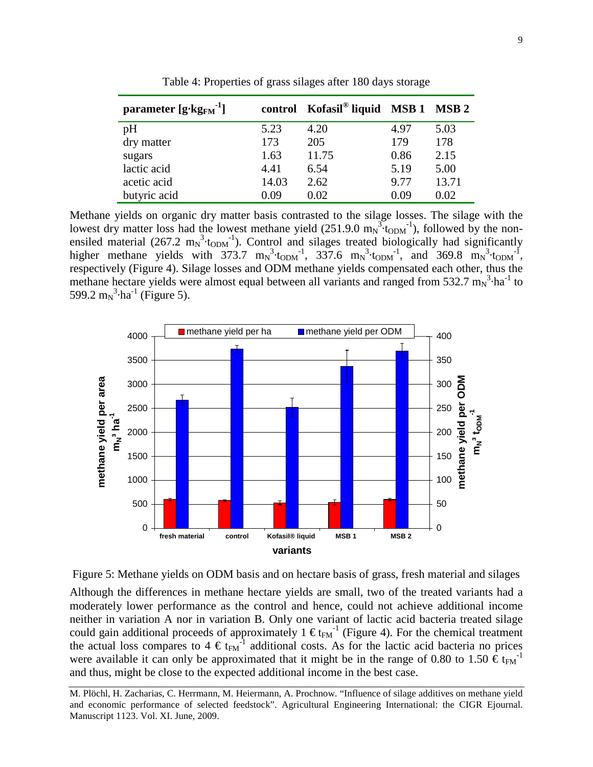Table 4: Properties of grass silages after 180 days storage

| parameter [$g \cdot kg_{FM}^{-1}$] | control | Kofasil® liquid | MSB 1 | MSB 2 |
|---|---|---|---|---|
| pH | 5.23 | 4.20 | 4.97 | 5.03 |
| dry matter | 173 | 205 | 179 | 178 |
| sugars | 1.63 | 11.75 | 0.86 | 2.15 |
| lactic acid | 4.41 | 6.54 | 5.19 | 5.00 |
| acetic acid | 14.03 | 2.62 | 9.77 | 13.71 |
| butyric acid | 0.09 | 0.02 | 0.09 | 0.02 |

Methane yields on organic dry matter basis contrasted to the silage losses. The silage with the lowest dry matter loss had the lowest methane yield (251.9.0 $m_N^3 \cdot t_{ODM}^{-1}$), followed by the non-ensiled material (267.2 $m_N^3 \cdot t_{ODM}^{-1}$). Control and silages treated biologically had significantly higher methane yields with 373.7 $m_N^3 \cdot t_{ODM}^{-1}$, 337.6 $m_N^3 \cdot t_{ODM}^{-1}$, and 369.8 $m_N^3 \cdot t_{ODM}^{-1}$, respectively (Figure 4). Silage losses and ODM methane yields compensated each other, thus the methane hectare yields were almost equal between all variants and ranged from 532.7 $m_N^3 \cdot ha^{-1}$ to 599.2 $m_N^3 \cdot ha^{-1}$ (Figure 5).

Figure 5: Methane yields on ODM basis and on hectare basis of grass, fresh material and silages

Although the differences in methane hectare yields are small, two of the treated variants had a moderately lower performance as the control and hence, could not achieve additional income neither in variation A nor in variation B. Only one variant of lactic acid bacteria treated silage could gain additional proceeds of approximately 1 € $t_{FM}^{-1}$ (Figure 4). For the chemical treatment the actual loss compares to 4 € $t_{FM}^{-1}$ additional costs. As for the lactic acid bacteria no prices were available it can only be approximated that it might be in the range of 0.80 to 1.50 € $t_{FM}^{-1}$ and thus, might be close to the expected additional income in the best case.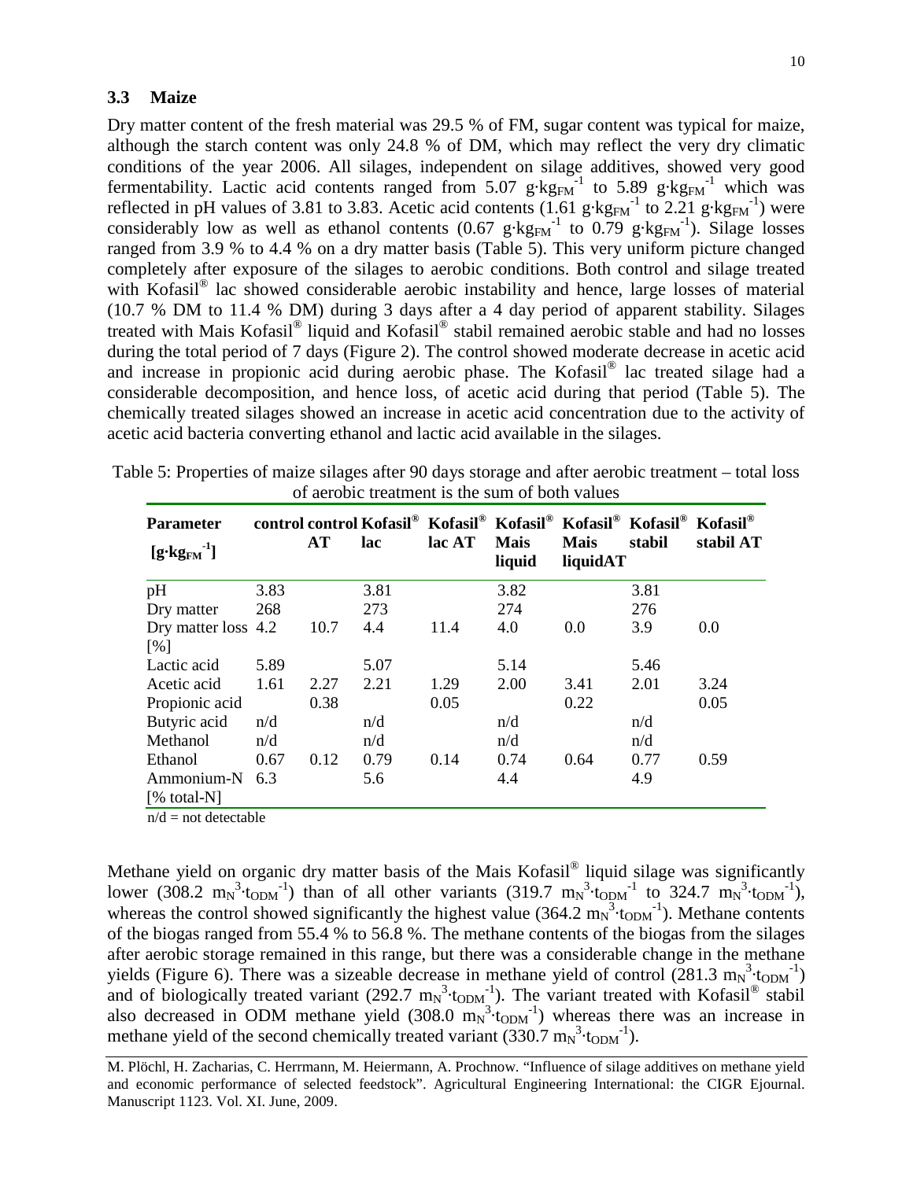### 3.3 Maize

Dry matter content of the fresh material was 29.5 % of FM, sugar content was typical for maize, although the starch content was only 24.8 % of DM, which may reflect the very dry climatic conditions of the year 2006. All silages, independent on silage additives, showed very good fermentability. Lactic acid contents ranged from 5.07 $g \cdot kg_{FM}^{-1}$ to 5.89 $g \cdot kg_{FM}^{-1}$ which was reflected in pH values of 3.81 to 3.83. Acetic acid contents (1.61 $g \cdot kg_{FM}^{-1}$ to 2.21 $g \cdot kg_{FM}^{-1}$) were considerably low as well as ethanol contents (0.67 $g \cdot kg_{FM}^{-1}$ to 0.79 $g \cdot kg_{FM}^{-1}$). Silage losses ranged from 3.9 % to 4.4 % on a dry matter basis (Table 5). This very uniform picture changed completely after exposure of the silages to aerobic conditions. Both control and silage treated with Kofasil® lac showed considerable aerobic instability and hence, large losses of material (10.7 % DM to 11.4 % DM) during 3 days after a 4 day period of apparent stability. Silages treated with Mais Kofasil® liquid and Kofasil® stabil remained aerobic stable and had no losses during the total period of 7 days (Figure 2). The control showed moderate decrease in acetic acid and increase in propionic acid during aerobic phase. The Kofasil® lac treated silage had a considerable decomposition, and hence loss, of acetic acid during that period (Table 5). The chemically treated silages showed an increase in acetic acid concentration due to the activity of acetic acid bacteria converting ethanol and lactic acid available in the silages.

Table 5: Properties of maize silages after 90 days storage and after aerobic treatment – total loss of aerobic treatment is the sum of both values

| Parameter [$g \cdot kg_{FM}^{-1}$] | control | control AT | Kofasil® lac | Kofasil® lac AT | Kofasil® Mais liquid | Kofasil® Mais liquidAT | Kofasil® stabil | Kofasil® stabil AT |
|---|---|---|---|---|---|---|---|---|
| pH | 3.83 | | 3.81 | | 3.82 | | 3.81 | |
| Dry matter | 268 | | 273 | | 274 | | 276 | |
| Dry matter loss [%] | 4.2 | 10.7 | 4.4 | 11.4 | 4.0 | 0.0 | 3.9 | 0.0 |
| Lactic acid | 5.89 | | 5.07 | | 5.14 | | 5.46 | |
| Acetic acid | 1.61 | 2.27 | 2.21 | 1.29 | 2.00 | 3.41 | 2.01 | 3.24 |
| Propionic acid | | 0.38 | | 0.05 | | 0.22 | | 0.05 |
| Butyric acid | n/d | | n/d | | n/d | | n/d | |
| Methanol | n/d | | n/d | | n/d | | n/d | |
| Ethanol | 0.67 | 0.12 | 0.79 | 0.14 | 0.74 | 0.64 | 0.77 | 0.59 |
| Ammonium-N [% total-N] | 6.3 | | 5.6 | | 4.4 | | 4.9 | |

n/d = not detectable

Methane yield on organic dry matter basis of the Mais Kofasil® liquid silage was significantly lower (308.2 $m_N^3 \cdot t_{ODM}^{-1}$) than of all other variants (319.7 $m_N^3 \cdot t_{ODM}^{-1}$ to 324.7 $m_N^3 \cdot t_{ODM}^{-1}$), whereas the control showed significantly the highest value (364.2 $m_N^3 \cdot t_{ODM}^{-1}$). Methane contents of the biogas ranged from 55.4 % to 56.8 %. The methane contents of the biogas from the silages after aerobic storage remained in this range, but there was a considerable change in the methane yields (Figure 6). There was a sizeable decrease in methane yield of control (281.3 $m_N^3 \cdot t_{ODM}^{-1}$) and of biologically treated variant (292.7 $m_N^3 \cdot t_{ODM}^{-1}$). The variant treated with Kofasil® stabil also decreased in ODM methane yield (308.0 $m_N^3 \cdot t_{ODM}^{-1}$) whereas there was an increase in methane yield of the second chemically treated variant (330.7 $m_N^3 \cdot t_{ODM}^{-1}$).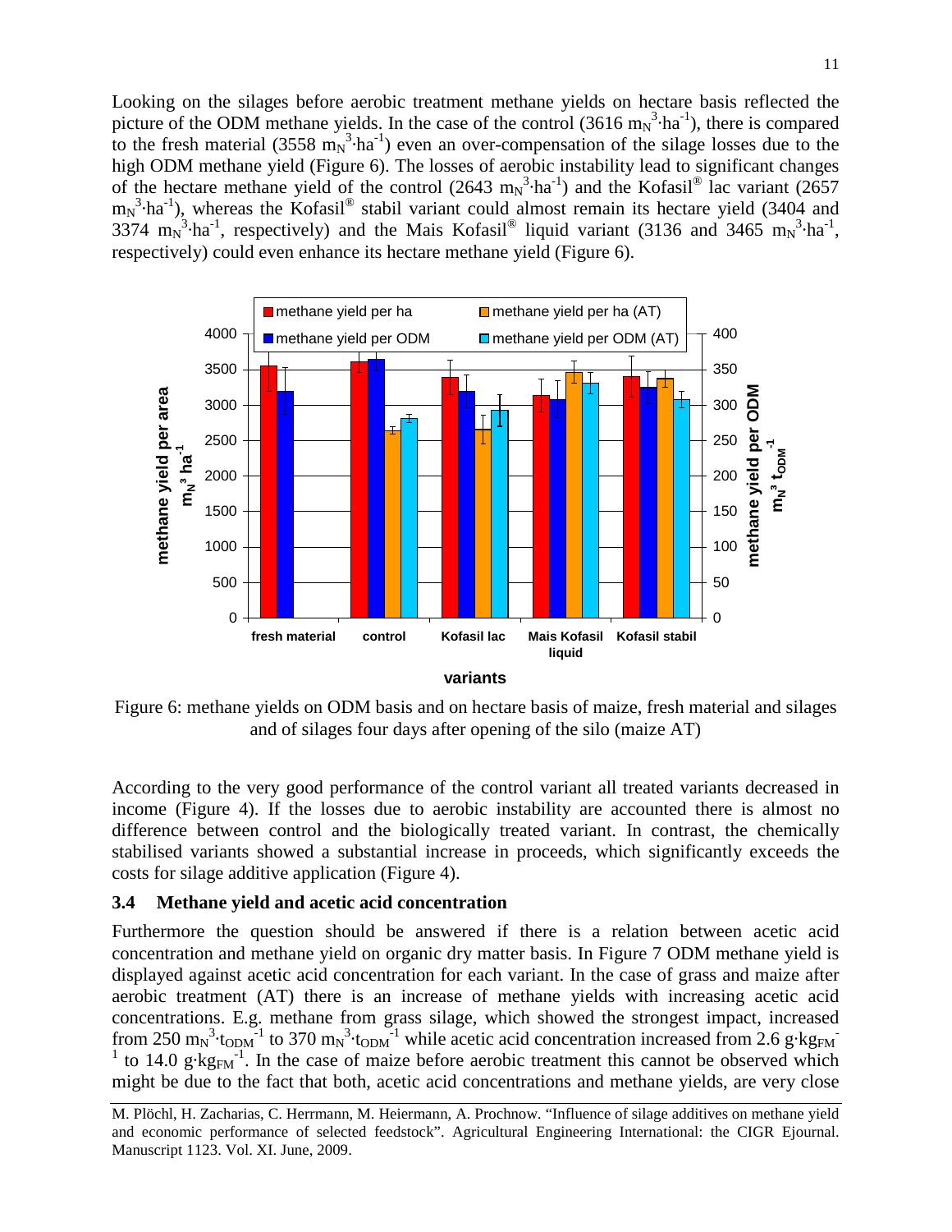Looking on the silages before aerobic treatment methane yields on hectare basis reflected the picture of the ODM methane yields. In the case of the control (3616 $m_N^3 \cdot ha^{-1}$), there is compared to the fresh material (3558 $m_N^3 \cdot ha^{-1}$) even an over-compensation of the silage losses due to the high ODM methane yield (Figure 6). The losses of aerobic instability lead to significant changes of the hectare methane yield of the control (2643 $m_N^3 \cdot ha^{-1}$) and the Kofasil® lac variant (2657 $m_N^3 \cdot ha^{-1}$), whereas the Kofasil® stabil variant could almost remain its hectare yield (3404 and 3374 $m_N^3 \cdot ha^{-1}$, respectively) and the Mais Kofasil® liquid variant (3136 and 3465 $m_N^3 \cdot ha^{-1}$, respectively) could even enhance its hectare methane yield (Figure 6).

Figure 6: methane yields on ODM basis and on hectare basis of maize, fresh material and silages and of silages four days after opening of the silo (maize AT)

According to the very good performance of the control variant all treated variants decreased in income (Figure 4). If the losses due to aerobic instability are accounted there is almost no difference between control and the biologically treated variant. In contrast, the chemically stabilised variants showed a substantial increase in proceeds, which significantly exceeds the costs for silage additive application (Figure 4).

### 3.4 Methane yield and acetic acid concentration

Furthermore the question should be answered if there is a relation between acetic acid concentration and methane yield on organic dry matter basis. In Figure 7 ODM methane yield is displayed against acetic acid concentration for each variant. In the case of grass and maize after aerobic treatment (AT) there is an increase of methane yields with increasing acetic acid concentrations. E.g. methane from grass silage, which showed the strongest impact, increased from 250 $m_N^3 \cdot t_{ODM}^{-1}$ to 370 $m_N^3 \cdot t_{ODM}^{-1}$ while acetic acid concentration increased from 2.6 $g \cdot kg_{FM}^{-1}$ to 14.0 $g \cdot kg_{FM}^{-1}$. In the case of maize before aerobic treatment this cannot be observed which might be due to the fact that both, acetic acid concentrations and methane yields, are very close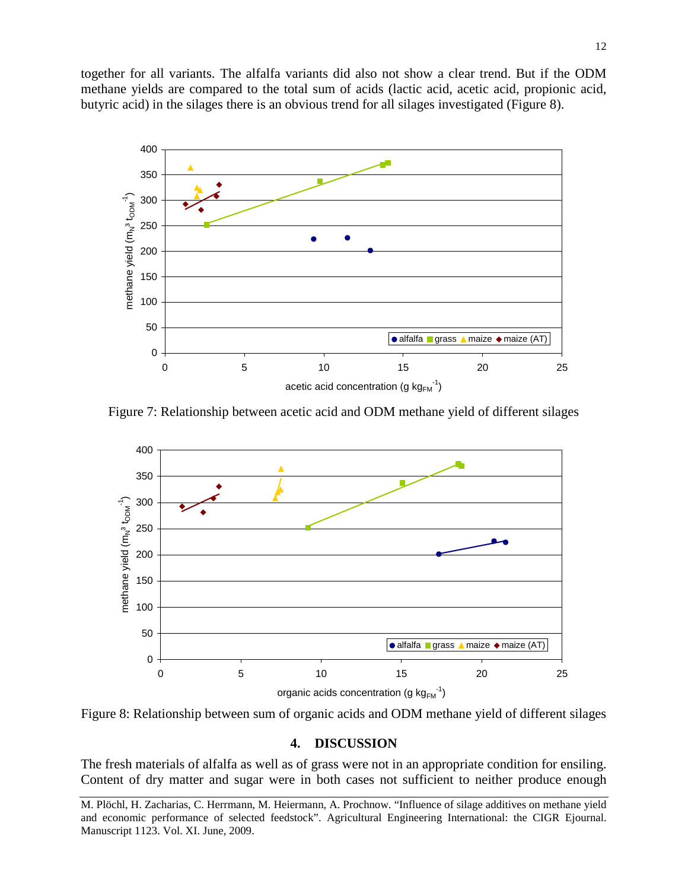together for all variants. The alfalfa variants did also not show a clear trend. But if the ODM methane yields are compared to the total sum of acids (lactic acid, acetic acid, propionic acid, butyric acid) in the silages there is an obvious trend for all silages investigated (Figure 8).

Figure 7: Relationship between acetic acid and ODM methane yield of different silages

Figure 8: Relationship between sum of organic acids and ODM methane yield of different silages

## 4. DISCUSSION

The fresh materials of alfalfa as well as of grass were not in an appropriate condition for ensiling. Content of dry matter and sugar were in both cases not sufficient to neither produce enough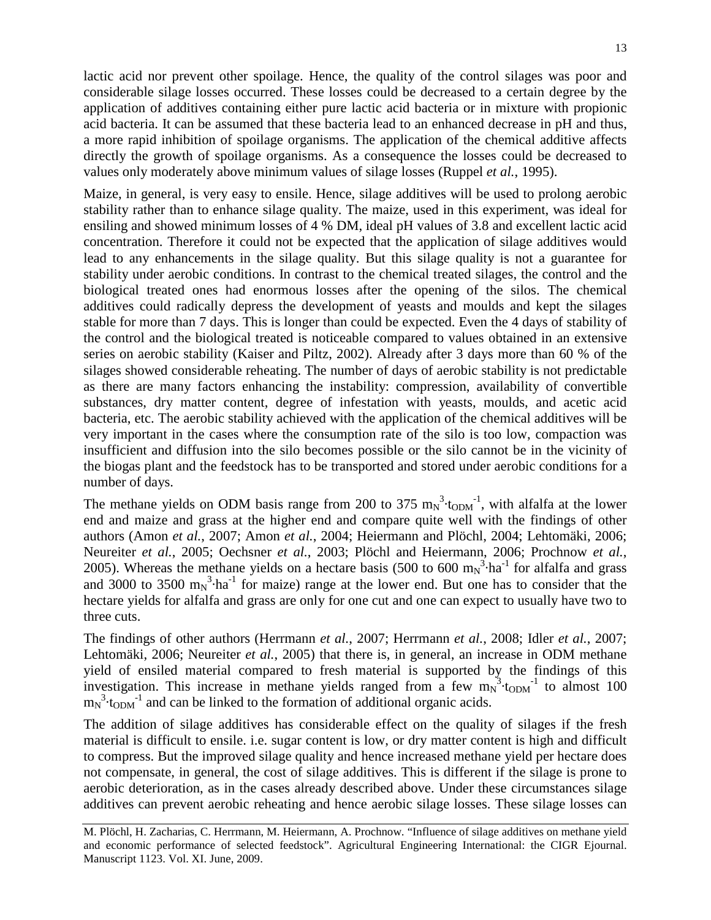lactic acid nor prevent other spoilage. Hence, the quality of the control silages was poor and considerable silage losses occurred. These losses could be decreased to a certain degree by the application of additives containing either pure lactic acid bacteria or in mixture with propionic acid bacteria. It can be assumed that these bacteria lead to an enhanced decrease in pH and thus, a more rapid inhibition of spoilage organisms. The application of the chemical additive affects directly the growth of spoilage organisms. As a consequence the losses could be decreased to values only moderately above minimum values of silage losses (Ruppel *et al.*, 1995).

Maize, in general, is very easy to ensile. Hence, silage additives will be used to prolong aerobic stability rather than to enhance silage quality. The maize, used in this experiment, was ideal for ensiling and showed minimum losses of 4 % DM, ideal pH values of 3.8 and excellent lactic acid concentration. Therefore it could not be expected that the application of silage additives would lead to any enhancements in the silage quality. But this silage quality is not a guarantee for stability under aerobic conditions. In contrast to the chemical treated silages, the control and the biological treated ones had enormous losses after the opening of the silos. The chemical additives could radically depress the development of yeasts and moulds and kept the silages stable for more than 7 days. This is longer than could be expected. Even the 4 days of stability of the control and the biological treated is noticeable compared to values obtained in an extensive series on aerobic stability (Kaiser and Piltz, 2002). Already after 3 days more than 60 % of the silages showed considerable reheating. The number of days of aerobic stability is not predictable as there are many factors enhancing the instability: compression, availability of convertible substances, dry matter content, degree of infestation with yeasts, moulds, and acetic acid bacteria, etc. The aerobic stability achieved with the application of the chemical additives will be very important in the cases where the consumption rate of the silo is too low, compaction was insufficient and diffusion into the silo becomes possible or the silo cannot be in the vicinity of the biogas plant and the feedstock has to be transported and stored under aerobic conditions for a number of days.

The methane yields on ODM basis range from 200 to 375 $m_N^3 \cdot t_{ODM}^{-1}$, with alfalfa at the lower end and maize and grass at the higher end and compare quite well with the findings of other authors (Amon *et al.*, 2007; Amon *et al.*, 2004; Heiermann and Plöchl, 2004; Lehtomäki, 2006; Neureiter *et al.*, 2005; Oechsner *et al.*, 2003; Plöchl and Heiermann, 2006; Prochnow *et al.*, 2005). Whereas the methane yields on a hectare basis (500 to 600 $m_N^3 \cdot ha^{-1}$ for alfalfa and grass and 3000 to 3500 $m_N^3 \cdot ha^{-1}$ for maize) range at the lower end. But one has to consider that the hectare yields for alfalfa and grass are only for one cut and one can expect to usually have two to three cuts.

The findings of other authors (Herrmann *et al.*, 2007; Herrmann *et al.*, 2008; Idler *et al.*, 2007; Lehtomäki, 2006; Neureiter *et al.*, 2005) that there is, in general, an increase in ODM methane yield of ensiled material compared to fresh material is supported by the findings of this investigation. This increase in methane yields ranged from a few $m_N^3 \cdot t_{ODM}^{-1}$ to almost 100 $m_N^3 \cdot t_{ODM}^{-1}$ and can be linked to the formation of additional organic acids.

The addition of silage additives has considerable effect on the quality of silages if the fresh material is difficult to ensile. i.e. sugar content is low, or dry matter content is high and difficult to compress. But the improved silage quality and hence increased methane yield per hectare does not compensate, in general, the cost of silage additives. This is different if the silage is prone to aerobic deterioration, as in the cases already described above. Under these circumstances silage additives can prevent aerobic reheating and hence aerobic silage losses. These silage losses can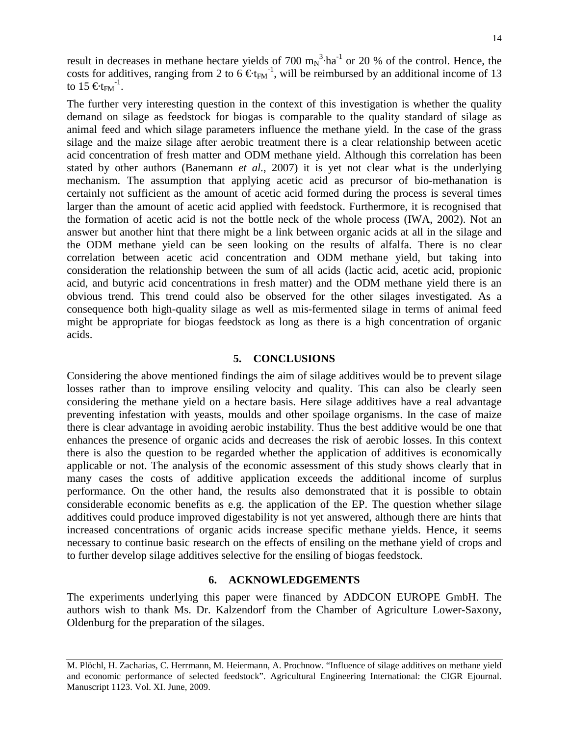result in decreases in methane hectare yields of 700 $m_N^3 \cdot ha^{-1}$ or 20 % of the control. Hence, the costs for additives, ranging from 2 to 6 $€ \cdot t_{FM}^{-1}$, will be reimbursed by an additional income of 13 to 15 $€ \cdot t_{FM}^{-1}$.

The further very interesting question in the context of this investigation is whether the quality demand on silage as feedstock for biogas is comparable to the quality standard of silage as animal feed and which silage parameters influence the methane yield. In the case of the grass silage and the maize silage after aerobic treatment there is a clear relationship between acetic acid concentration of fresh matter and ODM methane yield. Although this correlation has been stated by other authors (Banemann *et al.*, 2007) it is yet not clear what is the underlying mechanism. The assumption that applying acetic acid as precursor of bio-methanation is certainly not sufficient as the amount of acetic acid formed during the process is several times larger than the amount of acetic acid applied with feedstock. Furthermore, it is recognised that the formation of acetic acid is not the bottle neck of the whole process (IWA, 2002). Not an answer but another hint that there might be a link between organic acids at all in the silage and the ODM methane yield can be seen looking on the results of alfalfa. There is no clear correlation between acetic acid concentration and ODM methane yield, but taking into consideration the relationship between the sum of all acids (lactic acid, acetic acid, propionic acid, and butyric acid concentrations in fresh matter) and the ODM methane yield there is an obvious trend. This trend could also be observed for the other silages investigated. As a consequence both high-quality silage as well as mis-fermented silage in terms of animal feed might be appropriate for biogas feedstock as long as there is a high concentration of organic acids.

## 5. CONCLUSIONS

Considering the above mentioned findings the aim of silage additives would be to prevent silage losses rather than to improve ensiling velocity and quality. This can also be clearly seen considering the methane yield on a hectare basis. Here silage additives have a real advantage preventing infestation with yeasts, moulds and other spoilage organisms. In the case of maize there is clear advantage in avoiding aerobic instability. Thus the best additive would be one that enhances the presence of organic acids and decreases the risk of aerobic losses. In this context there is also the question to be regarded whether the application of additives is economically applicable or not. The analysis of the economic assessment of this study shows clearly that in many cases the costs of additive application exceeds the additional income of surplus performance. On the other hand, the results also demonstrated that it is possible to obtain considerable economic benefits as e.g. the application of the EP. The question whether silage additives could produce improved digestability is not yet answered, although there are hints that increased concentrations of organic acids increase specific methane yields. Hence, it seems necessary to continue basic research on the effects of ensiling on the methane yield of crops and to further develop silage additives selective for the ensiling of biogas feedstock.

## 6. ACKNOWLEDGEMENTS

The experiments underlying this paper were financed by ADDCON EUROPE GmbH. The authors wish to thank Ms. Dr. Kalzendorf from the Chamber of Agriculture Lower-Saxony, Oldenburg for the preparation of the silages.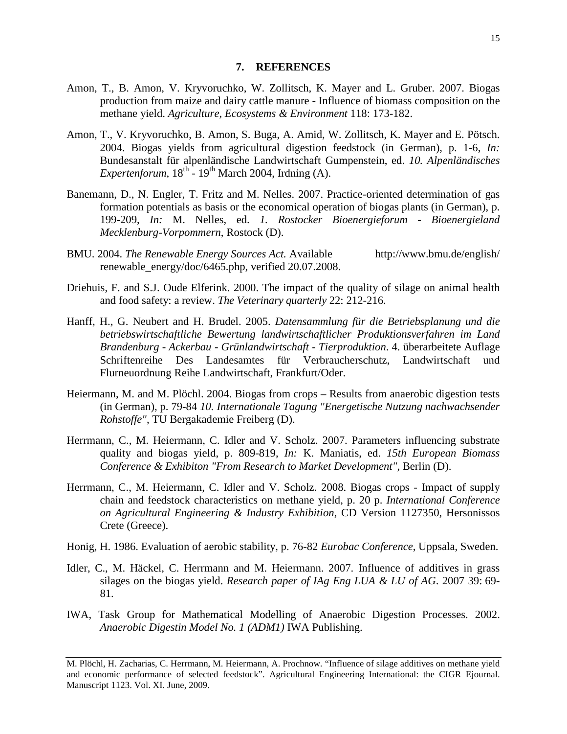## 7. REFERENCES

Amon, T., B. Amon, V. Kryvoruchko, W. Zollitsch, K. Mayer and L. Gruber. 2007. Biogas production from maize and dairy cattle manure - Influence of biomass composition on the methane yield. *Agriculture, Ecosystems & Environment* 118: 173-182.

Amon, T., V. Kryvoruchko, B. Amon, S. Buga, A. Amid, W. Zollitsch, K. Mayer and E. Pötsch. 2004. Biogas yields from agricultural digestion feedstock (in German), p. 1-6, *In:* Bundesanstalt für alpenländische Landwirtschaft Gumpenstein, ed. *10. Alpenländisches Expertenforum*, 18th - 19th March 2004, Irdning (A).

Banemann, D., N. Engler, T. Fritz and M. Nelles. 2007. Practice-oriented determination of gas formation potentials as basis or the economical operation of biogas plants (in German), p. 199-209, *In:* M. Nelles, ed. *1. Rostocker Bioenergieforum - Bioenergieland Mecklenburg-Vorpommern*, Rostock (D).

BMU. 2004. *The Renewable Energy Sources Act.* Available http://www.bmu.de/english/renewable_energy/doc/6465.php, verified 20.07.2008.

Driehuis, F. and S.J. Oude Elferink. 2000. The impact of the quality of silage on animal health and food safety: a review. *The Veterinary quarterly* 22: 212-216.

Hanff, H., G. Neubert and H. Brudel. 2005. *Datensammlung für die Betriebsplanung und die betriebswirtschaftliche Bewertung landwirtschaftlicher Produktionsverfahren im Land Brandenburg - Ackerbau - Grünlandwirtschaft - Tierproduktion*. 4. überarbeitete Auflage Schriftenreihe Des Landesamtes für Verbraucherschutz, Landwirtschaft und Flurneuordnung Reihe Landwirtschaft, Frankfurt/Oder.

Heiermann, M. and M. Plöchl. 2004. Biogas from crops – Results from anaerobic digestion tests (in German), p. 79-84 *10. Internationale Tagung "Energetische Nutzung nachwachsender Rohstoffe"*, TU Bergakademie Freiberg (D).

Herrmann, C., M. Heiermann, C. Idler and V. Scholz. 2007. Parameters influencing substrate quality and biogas yield, p. 809-819, *In:* K. Maniatis, ed. *15th European Biomass Conference & Exhibiton "From Research to Market Development"*, Berlin (D).

Herrmann, C., M. Heiermann, C. Idler and V. Scholz. 2008. Biogas crops - Impact of supply chain and feedstock characteristics on methane yield, p. 20 p. *International Conference on Agricultural Engineering & Industry Exhibition*, CD Version 1127350, Hersonissos Crete (Greece).

Honig, H. 1986. Evaluation of aerobic stability, p. 76-82 *Eurobac Conference*, Uppsala, Sweden.

Idler, C., M. Häckel, C. Herrmann and M. Heiermann. 2007. Influence of additives in grass silages on the biogas yield. *Research paper of IAg Eng LUA & LU of AG*. 2007 39: 69-81.

IWA, Task Group for Mathematical Modelling of Anaerobic Digestion Processes. 2002. *Anaerobic Digestin Model No. 1 (ADM1)* IWA Publishing.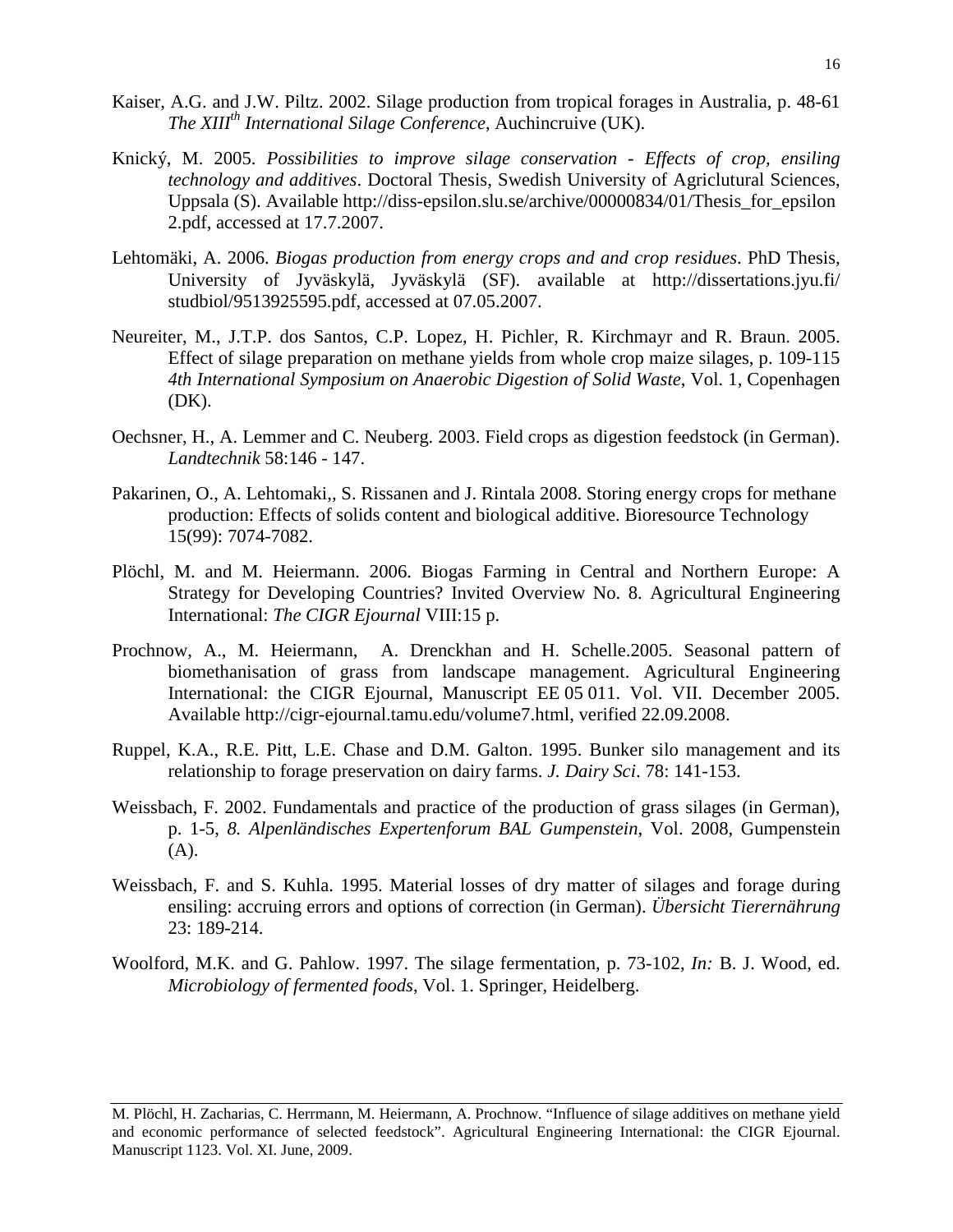Kaiser, A.G. and J.W. Piltz. 2002. Silage production from tropical forages in Australia, p. 48-61 *The XIII[th] International Silage Conference*, Auchincruive (UK).

Knický, M. 2005. *Possibilities to improve silage conservation - Effects of crop, ensiling technology and additives*. Doctoral Thesis, Swedish University of Agriclutural Sciences, Uppsala (S). Available http://diss-epsilon.slu.se/archive/00000834/01/Thesis_for_epsilon 2.pdf, accessed at 17.7.2007.

Lehtomäki, A. 2006. *Biogas production from energy crops and and crop residues*. PhD Thesis, University of Jyväskylä, Jyväskylä (SF). available at http://dissertations.jyu.fi/ studbiol/9513925595.pdf, accessed at 07.05.2007.

Neureiter, M., J.T.P. dos Santos, C.P. Lopez, H. Pichler, R. Kirchmayr and R. Braun. 2005. Effect of silage preparation on methane yields from whole crop maize silages, p. 109-115 *4th International Symposium on Anaerobic Digestion of Solid Waste*, Vol. 1, Copenhagen (DK).

Oechsner, H., A. Lemmer and C. Neuberg. 2003. Field crops as digestion feedstock (in German). *Landtechnik* 58:146 - 147.

Pakarinen, O., A. Lehtomaki,, S. Rissanen and J. Rintala 2008. Storing energy crops for methane production: Effects of solids content and biological additive. Bioresource Technology 15(99): 7074-7082.

Plöchl, M. and M. Heiermann. 2006. Biogas Farming in Central and Northern Europe: A Strategy for Developing Countries? Invited Overview No. 8. Agricultural Engineering International: *The CIGR Ejournal* VIII:15 p.

Prochnow, A., M. Heiermann, A. Drenckhan and H. Schelle.2005. Seasonal pattern of biomethanisation of grass from landscape management. Agricultural Engineering International: the CIGR Ejournal, Manuscript EE 05 011. Vol. VII. December 2005. Available http://cigr-ejournal.tamu.edu/volume7.html, verified 22.09.2008.

Ruppel, K.A., R.E. Pitt, L.E. Chase and D.M. Galton. 1995. Bunker silo management and its relationship to forage preservation on dairy farms. *J. Dairy Sci*. 78: 141-153.

Weissbach, F. 2002. Fundamentals and practice of the production of grass silages (in German), p. 1-5, *8. Alpenländisches Expertenforum BAL Gumpenstein*, Vol. 2008, Gumpenstein (A).

Weissbach, F. and S. Kuhla. 1995. Material losses of dry matter of silages and forage during ensiling: accruing errors and options of correction (in German). *Übersicht Tierernährung* 23: 189-214.

Woolford, M.K. and G. Pahlow. 1997. The silage fermentation, p. 73-102, *In:* B. J. Wood, ed. *Microbiology of fermented foods*, Vol. 1. Springer, Heidelberg.